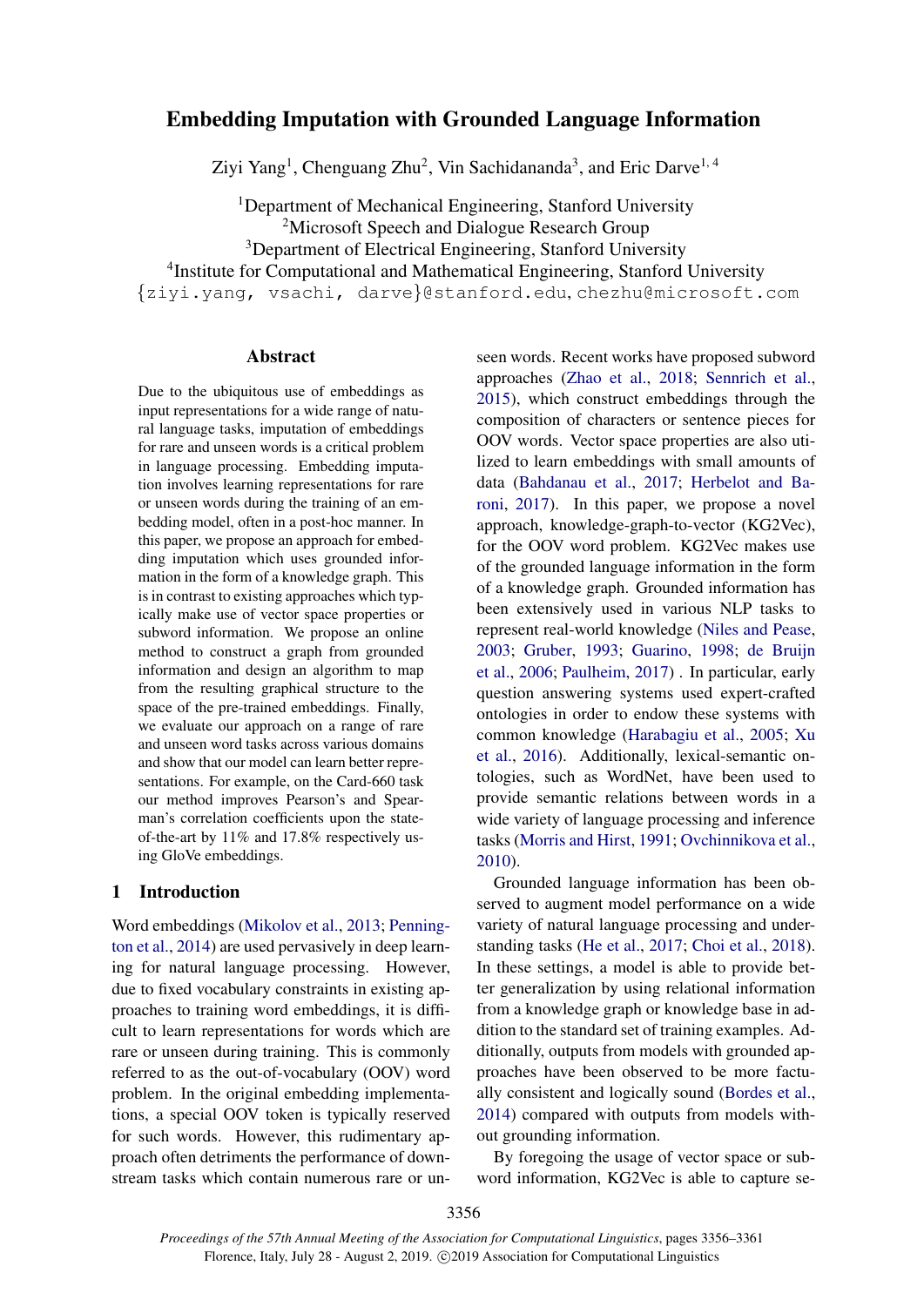# Embedding Imputation with Grounded Language Information

Ziyi Yang[1], Chenguang Zhu[2], Vin Sachidananda[3], and Eric Darve[1, 4]

[1]Department of Mechanical Engineering, Stanford University
[2]Microsoft Speech and Dialogue Research Group
[3]Department of Electrical Engineering, Stanford University
[4]Institute for Computational and Mathematical Engineering, Stanford University
{ziyi.yang, vsachi, darve}@stanford.edu, chezhu@microsoft.com

## Abstract

Due to the ubiquitous use of embeddings as input representations for a wide range of natural language tasks, imputation of embeddings for rare and unseen words is a critical problem in language processing. Embedding imputation involves learning representations for rare or unseen words during the training of an embedding model, often in a post-hoc manner. In this paper, we propose an approach for embedding imputation which uses grounded information in the form of a knowledge graph. This is in contrast to existing approaches which typically make use of vector space properties or subword information. We propose an online method to construct a graph from grounded information and design an algorithm to map from the resulting graphical structure to the space of the pre-trained embeddings. Finally, we evaluate our approach on a range of rare and unseen word tasks across various domains and show that our model can learn better representations. For example, on the Card-660 task our method improves Pearson's and Spearman's correlation coefficients upon the state-of-the-art by 11% and 17.8% respectively using GloVe embeddings.

## 1 Introduction

Word embeddings (Mikolov et al., 2013; Pennington et al., 2014) are used pervasively in deep learning for natural language processing. However, due to fixed vocabulary constraints in existing approaches to training word embeddings, it is difficult to learn representations for words which are rare or unseen during training. This is commonly referred to as the out-of-vocabulary (OOV) word problem. In the original embedding implementations, a special OOV token is typically reserved for such words. However, this rudimentary approach often detriments the performance of downstream tasks which contain numerous rare or unseen words. Recent works have proposed subword approaches (Zhao et al., 2018; Sennrich et al., 2015), which construct embeddings through the composition of characters or sentence pieces for OOV words. Vector space properties are also utilized to learn embeddings with small amounts of data (Bahdanau et al., 2017; Herbelot and Baroni, 2017). In this paper, we propose a novel approach, knowledge-graph-to-vector (KG2Vec), for the OOV word problem. KG2Vec makes use of the grounded language information in the form of a knowledge graph. Grounded information has been extensively used in various NLP tasks to represent real-world knowledge (Niles and Pease, 2003; Gruber, 1993; Guarino, 1998; de Bruijn et al., 2006; Paulheim, 2017) . In particular, early question answering systems used expert-crafted ontologies in order to endow these systems with common knowledge (Harabagiu et al., 2005; Xu et al., 2016). Additionally, lexical-semantic ontologies, such as WordNet, have been used to provide semantic relations between words in a wide variety of language processing and inference tasks (Morris and Hirst, 1991; Ovchinnikova et al., 2010).

Grounded language information has been observed to augment model performance on a wide variety of natural language processing and understanding tasks (He et al., 2017; Choi et al., 2018). In these settings, a model is able to provide better generalization by using relational information from a knowledge graph or knowledge base in addition to the standard set of training examples. Additionally, outputs from models with grounded approaches have been observed to be more factually consistent and logically sound (Bordes et al., 2014) compared with outputs from models without grounding information.

By foregoing the usage of vector space or subword information, KG2Vec is able to capture se-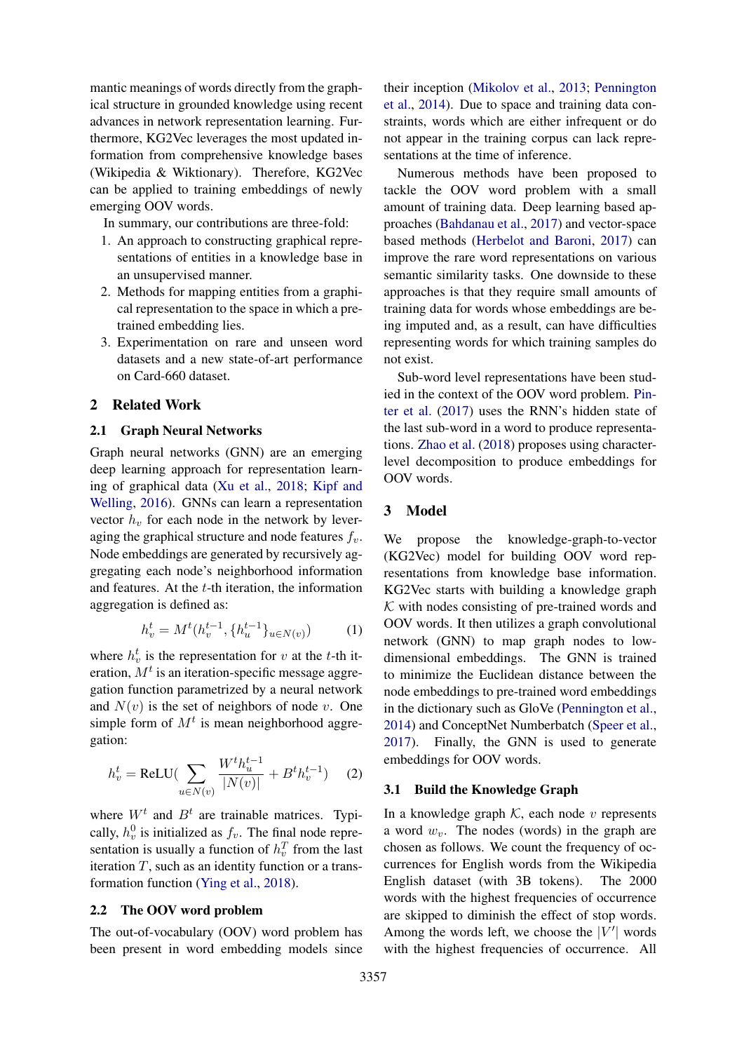mantic meanings of words directly from the graphical structure in grounded knowledge using recent advances in network representation learning. Furthermore, KG2Vec leverages the most updated information from comprehensive knowledge bases (Wikipedia & Wiktionary). Therefore, KG2Vec can be applied to training embeddings of newly emerging OOV words.

In summary, our contributions are three-fold:

1. An approach to constructing graphical representations of entities in a knowledge base in an unsupervised manner.
2. Methods for mapping entities from a graphical representation to the space in which a pre-trained embedding lies.
3. Experimentation on rare and unseen word datasets and a new state-of-art performance on Card-660 dataset.

## 2 Related Work

### 2.1 Graph Neural Networks

Graph neural networks (GNN) are an emerging deep learning approach for representation learning of graphical data (Xu et al., 2018; Kipf and Welling, 2016). GNNs can learn a representation vector $h_v$ for each node in the network by leveraging the graphical structure and node features $f_v$. Node embeddings are generated by recursively aggregating each node's neighborhood information and features. At the $t$-th iteration, the information aggregation is defined as:

$$h_v^t = M^t(h_v^{t-1}, \{h_u^{t-1}\}_{u \in N(v)}) \quad (1)$$

where $h_v^t$ is the representation for $v$ at the $t$-th iteration, $M^t$ is an iteration-specific message aggregation function parametrized by a neural network and $N(v)$ is the set of neighbors of node $v$. One simple form of $M^t$ is mean neighborhood aggregation:

$$h_v^t = \text{ReLU}(\sum_{u \in N(v)} \frac{W^t h_u^{t-1}}{|N(v)|} + B^t h_v^{t-1}) \quad (2)$$

where $W^t$ and $B^t$ are trainable matrices. Typically, $h_v^0$ is initialized as $f_v$. The final node representation is usually a function of $h_v^T$ from the last iteration $T$, such as an identity function or a transformation function (Ying et al., 2018).

### 2.2 The OOV word problem

The out-of-vocabulary (OOV) word problem has been present in word embedding models since their inception (Mikolov et al., 2013; Pennington et al., 2014). Due to space and training data constraints, words which are either infrequent or do not appear in the training corpus can lack representations at the time of inference.

Numerous methods have been proposed to tackle the OOV word problem with a small amount of training data. Deep learning based approaches (Bahdanau et al., 2017) and vector-space based methods (Herbelot and Baroni, 2017) can improve the rare word representations on various semantic similarity tasks. One downside to these approaches is that they require small amounts of training data for words whose embeddings are being imputed and, as a result, can have difficulties representing words for which training samples do not exist.

Sub-word level representations have been studied in the context of the OOV word problem. Pinter et al. (2017) uses the RNN's hidden state of the last sub-word in a word to produce representations. Zhao et al. (2018) proposes using character-level decomposition to produce embeddings for OOV words.

## 3 Model

We propose the knowledge-graph-to-vector (KG2Vec) model for building OOV word representations from knowledge base information. KG2Vec starts with building a knowledge graph $\mathcal{K}$ with nodes consisting of pre-trained words and OOV words. It then utilizes a graph convolutional network (GNN) to map graph nodes to low-dimensional embeddings. The GNN is trained to minimize the Euclidean distance between the node embeddings to pre-trained word embeddings in the dictionary such as GloVe (Pennington et al., 2014) and ConceptNet Numberbatch (Speer et al., 2017). Finally, the GNN is used to generate embeddings for OOV words.

### 3.1 Build the Knowledge Graph

In a knowledge graph $\mathcal{K}$, each node $v$ represents a word $w_v$. The nodes (words) in the graph are chosen as follows. We count the frequency of occurrences for English words from the Wikipedia English dataset (with 3B tokens). The 2000 words with the highest frequencies of occurrence are skipped to diminish the effect of stop words. Among the words left, we choose the $|V'|$ words with the highest frequencies of occurrence. All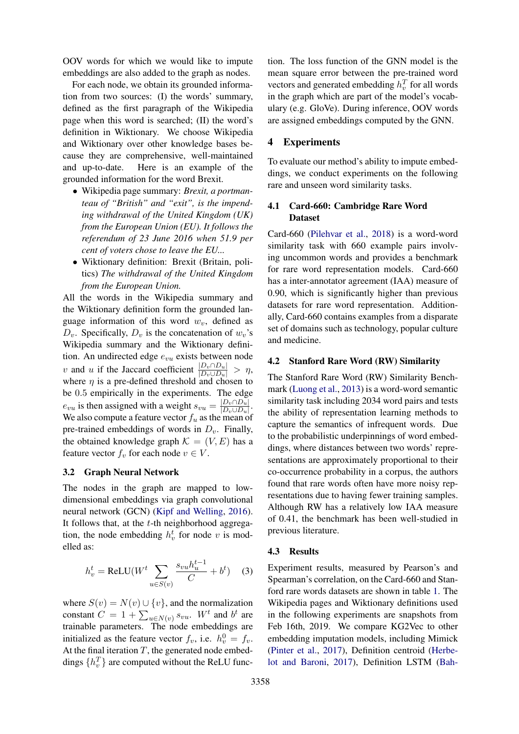OOV words for which we would like to impute embeddings are also added to the graph as nodes.

For each node, we obtain its grounded information from two sources: (I) the words' summary, defined as the first paragraph of the Wikipedia page when this word is searched; (II) the word's definition in Wiktionary. We choose Wikipedia and Wiktionary over other knowledge bases because they are comprehensive, well-maintained and up-to-date. Here is an example of the grounded information for the word Brexit.

- Wikipedia page summary: *Brexit, a portmanteau of "British" and "exit", is the impending withdrawal of the United Kingdom (UK) from the European Union (EU). It follows the referendum of 23 June 2016 when 51.9 per cent of voters chose to leave the EU...*
- Wiktionary definition: Brexit (Britain, politics) *The withdrawal of the United Kingdom from the European Union.*

All the words in the Wikipedia summary and the Wiktionary definition form the grounded language information of this word $w_v$, defined as $D_v$. Specifically, $D_v$ is the concatenation of $w_v$'s Wikipedia summary and the Wiktionary definition. An undirected edge $e_{vu}$ exists between node $v$ and $u$ if the Jaccard coefficient $\frac{|D_v \cap D_u|}{|D_v \cup D_u|} > \eta$, where $\eta$ is a pre-defined threshold and chosen to be $0.5$ empirically in the experiments. The edge $e_{vu}$ is then assigned with a weight $s_{vu} = \frac{|D_v \cap D_u|}{|D_v \cup D_u|}$. We also compute a feature vector $f_u$ as the mean of pre-trained embeddings of words in $D_v$. Finally, the obtained knowledge graph $\mathcal{K} = (V, E)$ has a feature vector $f_v$ for each node $v \in V$.

### 3.2 Graph Neural Network

The nodes in the graph are mapped to low-dimensional embeddings via graph convolutional neural network (GCN) (Kipf and Welling, 2016). It follows that, at the $t$-th neighborhood aggregation, the node embedding $h_v^t$ for node $v$ is modelled as:

$$h_v^t = \text{ReLU}(W^t \sum_{u \in S(v)} \frac{s_{vu} h_u^{t-1}}{C} + b^t) \quad (3)$$

where $S(v) = N(v) \cup \{v\}$, and the normalization constant $C = 1 + \sum_{u \in N(v)} s_{vu}$. $W^t$ and $b^t$ are trainable parameters. The node embeddings are initialized as the feature vector $f_v$, i.e. $h_v^0 = f_v$. At the final iteration $T$, the generated node embeddings $\{h_v^T\}$ are computed without the ReLU function. The loss function of the GNN model is the mean square error between the pre-trained word vectors and generated embedding $h_v^T$ for all words in the graph which are part of the model's vocabulary (e.g. GloVe). During inference, OOV words are assigned embeddings computed by the GNN.

## 4 Experiments

To evaluate our method's ability to impute embeddings, we conduct experiments on the following rare and unseen word similarity tasks.

### 4.1 Card-660: Cambridge Rare Word Dataset

Card-660 (Pilehvar et al., 2018) is a word-word similarity task with 660 example pairs involving uncommon words and provides a benchmark for rare word representation models. Card-660 has a inter-annotator agreement (IAA) measure of 0.90, which is significantly higher than previous datasets for rare word representation. Additionally, Card-660 contains examples from a disparate set of domains such as technology, popular culture and medicine.

### 4.2 Stanford Rare Word (RW) Similarity

The Stanford Rare Word (RW) Similarity Benchmark (Luong et al., 2013) is a word-word semantic similarity task including 2034 word pairs and tests the ability of representation learning methods to capture the semantics of infrequent words. Due to the probabilistic underpinnings of word embeddings, where distances between two words' representations are approximately proportional to their co-occurrence probability in a corpus, the authors found that rare words often have more noisy representations due to having fewer training samples. Although RW has a relatively low IAA measure of 0.41, the benchmark has been well-studied in previous literature.

### 4.3 Results

Experiment results, measured by Pearson's and Spearman's correlation, on the Card-660 and Stanford rare words datasets are shown in table 1. The Wikipedia pages and Wiktionary definitions used in the following experiments are snapshots from Feb 16th, 2019. We compare KG2Vec to other embedding imputation models, including Mimick (Pinter et al., 2017), Definition centroid (Herbelot and Baroni, 2017), Definition LSTM (Bah-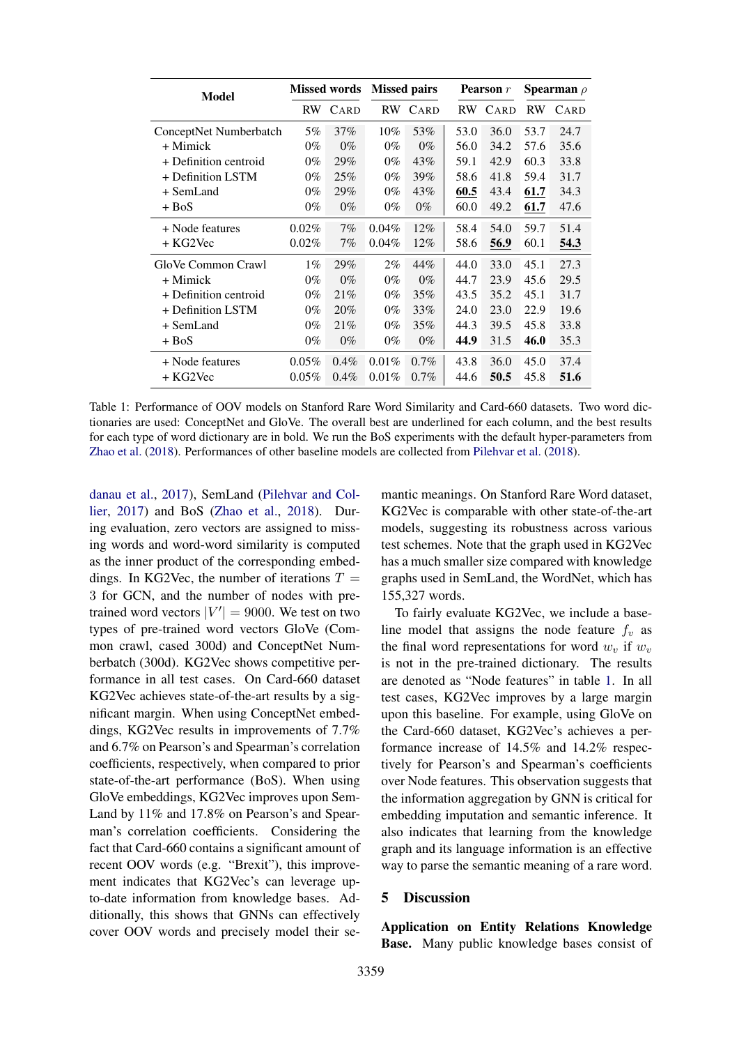| Model | Missed words | | Missed pairs | | Pearson $r$ | | Spearman $\rho$ | |
|---|---|---|---|---|---|---|---|---|
| | RW | CARD | RW | CARD | RW | CARD | RW | CARD |
| ConceptNet Numberbatch | 5% | 37% | 10% | 53% | 53.0 | 36.0 | 53.7 | 24.7 |
| + Mimick | 0% | 0% | 0% | 0% | 56.0 | 34.2 | 57.6 | 35.6 |
| + Definition centroid | 0% | 29% | 0% | 43% | 59.1 | 42.9 | 60.3 | 33.8 |
| + Definition LSTM | 0% | 25% | 0% | 39% | 58.6 | 41.8 | 59.4 | 31.7 |
| + SemLand | 0% | 29% | 0% | 43% | <u>**60.5**</u> | 43.4 | <u>**61.7**</u> | 34.3 |
| + BoS | 0% | 0% | 0% | 0% | 60.0 | 49.2 | <u>**61.7**</u> | 47.6 |
| + Node features | 0.02% | 7% | 0.04% | 12% | 58.4 | 54.0 | 59.7 | 51.4 |
| + KG2Vec | 0.02% | 7% | 0.04% | 12% | 58.6 | <u>**56.9**</u> | 60.1 | <u>**54.3**</u> |
| GloVe Common Crawl | 1% | 29% | 2% | 44% | 44.0 | 33.0 | 45.1 | 27.3 |
| + Mimick | 0% | 0% | 0% | 0% | 44.7 | 23.9 | 45.6 | 29.5 |
| + Definition centroid | 0% | 21% | 0% | 35% | 43.5 | 35.2 | 45.1 | 31.7 |
| + Definition LSTM | 0% | 20% | 0% | 33% | 24.0 | 23.0 | 22.9 | 19.6 |
| + SemLand | 0% | 21% | 0% | 35% | 44.3 | 39.5 | 45.8 | 33.8 |
| + BoS | 0% | 0% | 0% | 0% | **44.9** | 31.5 | **46.0** | 35.3 |
| + Node features | 0.05% | 0.4% | 0.01% | 0.7% | 43.8 | 36.0 | 45.0 | 37.4 |
| + KG2Vec | 0.05% | 0.4% | 0.01% | 0.7% | 44.6 | **50.5** | 45.8 | **51.6** |

Table 1: Performance of OOV models on Stanford Rare Word Similarity and Card-660 datasets. Two word dictionaries are used: ConceptNet and GloVe. The overall best are underlined for each column, and the best results for each type of word dictionary are in bold. We run the BoS experiments with the default hyper-parameters from Zhao et al. (2018). Performances of other baseline models are collected from Pilehvar et al. (2018).

danau et al., 2017), SemLand (Pilehvar and Collier, 2017) and BoS (Zhao et al., 2018). During evaluation, zero vectors are assigned to missing words and word-word similarity is computed as the inner product of the corresponding embeddings. In KG2Vec, the number of iterations $T = 3$ for GCN, and the number of nodes with pre-trained word vectors $|V'| = 9000$. We test on two types of pre-trained word vectors GloVe (Common crawl, cased 300d) and ConceptNet Numberbatch (300d). KG2Vec shows competitive performance in all test cases. On Card-660 dataset KG2Vec achieves state-of-the-art results by a significant margin. When using ConceptNet embeddings, KG2Vec results in improvements of 7.7% and 6.7% on Pearson's and Spearman's correlation coefficients, respectively, when compared to prior state-of-the-art performance (BoS). When using GloVe embeddings, KG2Vec improves upon SemLand by 11% and 17.8% on Pearson's and Spearman's correlation coefficients. Considering the fact that Card-660 contains a significant amount of recent OOV words (e.g. "Brexit"), this improvement indicates that KG2Vec's can leverage up-to-date information from knowledge bases. Additionally, this shows that GNNs can effectively cover OOV words and precisely model their semantic meanings. On Stanford Rare Word dataset, KG2Vec is comparable with other state-of-the-art models, suggesting its robustness across various test schemes. Note that the graph used in KG2Vec has a much smaller size compared with knowledge graphs used in SemLand, the WordNet, which has 155,327 words.

To fairly evaluate KG2Vec, we include a baseline model that assigns the node feature $f_v$ as the final word representations for word $w_v$ if $w_v$ is not in the pre-trained dictionary. The results are denoted as "Node features" in table 1. In all test cases, KG2Vec improves by a large margin upon this baseline. For example, using GloVe on the Card-660 dataset, KG2Vec's achieves a performance increase of 14.5% and 14.2% respectively for Pearson's and Spearman's coefficients over Node features. This observation suggests that the information aggregation by GNN is critical for embedding imputation and semantic inference. It also indicates that learning from the knowledge graph and its language information is an effective way to parse the semantic meaning of a rare word.

## 5 Discussion

**Application on Entity Relations Knowledge Base.** Many public knowledge bases consist of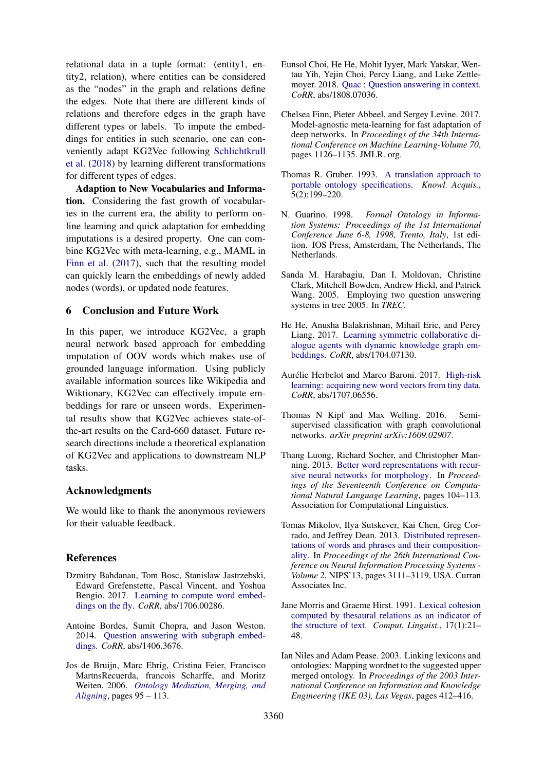relational data in a tuple format: (entity1, entity2, relation), where entities can be considered as the "nodes" in the graph and relations define the edges. Note that there are different kinds of relations and therefore edges in the graph have different types or labels. To impute the embeddings for entities in such scenario, one can conveniently adapt KG2Vec following Schlichtkrull et al. (2018) by learning different transformations for different types of edges.

**Adaption to New Vocabularies and Information.** Considering the fast growth of vocabularies in the current era, the ability to perform online learning and quick adaptation for embedding imputations is a desired property. One can combine KG2Vec with meta-learning, e.g., MAML in Finn et al. (2017), such that the resulting model can quickly learn the embeddings of newly added nodes (words), or updated node features.

## 6 Conclusion and Future Work

In this paper, we introduce KG2Vec, a graph neural network based approach for embedding imputation of OOV words which makes use of grounded language information. Using publicly available information sources like Wikipedia and Wiktionary, KG2Vec can effectively impute embeddings for rare or unseen words. Experimental results show that KG2Vec achieves state-of-the-art results on the Card-660 dataset. Future research directions include a theoretical explanation of KG2Vec and applications to downstream NLP tasks.

## Acknowledgments

We would like to thank the anonymous reviewers for their valuable feedback.

## References

Dzmitry Bahdanau, Tom Bosc, Stanislaw Jastrzebski, Edward Grefenstette, Pascal Vincent, and Yoshua Bengio. 2017. Learning to compute word embeddings on the fly. *CoRR*, abs/1706.00286.

Antoine Bordes, Sumit Chopra, and Jason Weston. 2014. Question answering with subgraph embeddings. *CoRR*, abs/1406.3676.

Jos de Bruijn, Marc Ehrig, Cristina Feier, Francisco MartnsRecuerda, francois Scharffe, and Moritz Weiten. 2006. *Ontology Mediation, Merging, and Aligning*, pages 95 – 113.

Eunsol Choi, He He, Mohit Iyyer, Mark Yatskar, Wentau Yih, Yejin Choi, Percy Liang, and Luke Zettlemoyer. 2018. Quac : Question answering in context. *CoRR*, abs/1808.07036.

Chelsea Finn, Pieter Abbeel, and Sergey Levine. 2017. Model-agnostic meta-learning for fast adaptation of deep networks. In *Proceedings of the 34th International Conference on Machine Learning-Volume 70*, pages 1126–1135. JMLR. org.

Thomas R. Gruber. 1993. A translation approach to portable ontology specifications. *Knowl. Acquis.*, 5(2):199–220.

N. Guarino. 1998. *Formal Ontology in Information Systems: Proceedings of the 1st International Conference June 6-8, 1998, Trento, Italy*, 1st edition. IOS Press, Amsterdam, The Netherlands, The Netherlands.

Sanda M. Harabagiu, Dan I. Moldovan, Christine Clark, Mitchell Bowden, Andrew Hickl, and Patrick Wang. 2005. Employing two question answering systems in trec 2005. In *TREC*.

He He, Anusha Balakrishnan, Mihail Eric, and Percy Liang. 2017. Learning symmetric collaborative dialogue agents with dynamic knowledge graph embeddings. *CoRR*, abs/1704.07130.

Aurélie Herbelot and Marco Baroni. 2017. High-risk learning: acquiring new word vectors from tiny data. *CoRR*, abs/1707.06556.

Thomas N Kipf and Max Welling. 2016. Semi-supervised classification with graph convolutional networks. *arXiv preprint arXiv:1609.02907*.

Thang Luong, Richard Socher, and Christopher Manning. 2013. Better word representations with recursive neural networks for morphology. In *Proceedings of the Seventeenth Conference on Computational Natural Language Learning*, pages 104–113. Association for Computational Linguistics.

Tomas Mikolov, Ilya Sutskever, Kai Chen, Greg Corrado, and Jeffrey Dean. 2013. Distributed representations of words and phrases and their compositionality. In *Proceedings of the 26th International Conference on Neural Information Processing Systems - Volume 2*, NIPS'13, pages 3111–3119, USA. Curran Associates Inc.

Jane Morris and Graeme Hirst. 1991. Lexical cohesion computed by thesaural relations as an indicator of the structure of text. *Comput. Linguist.*, 17(1):21–48.

Ian Niles and Adam Pease. 2003. Linking lexicons and ontologies: Mapping wordnet to the suggested upper merged ontology. In *Proceedings of the 2003 International Conference on Information and Knowledge Engineering (IKE 03), Las Vegas*, pages 412–416.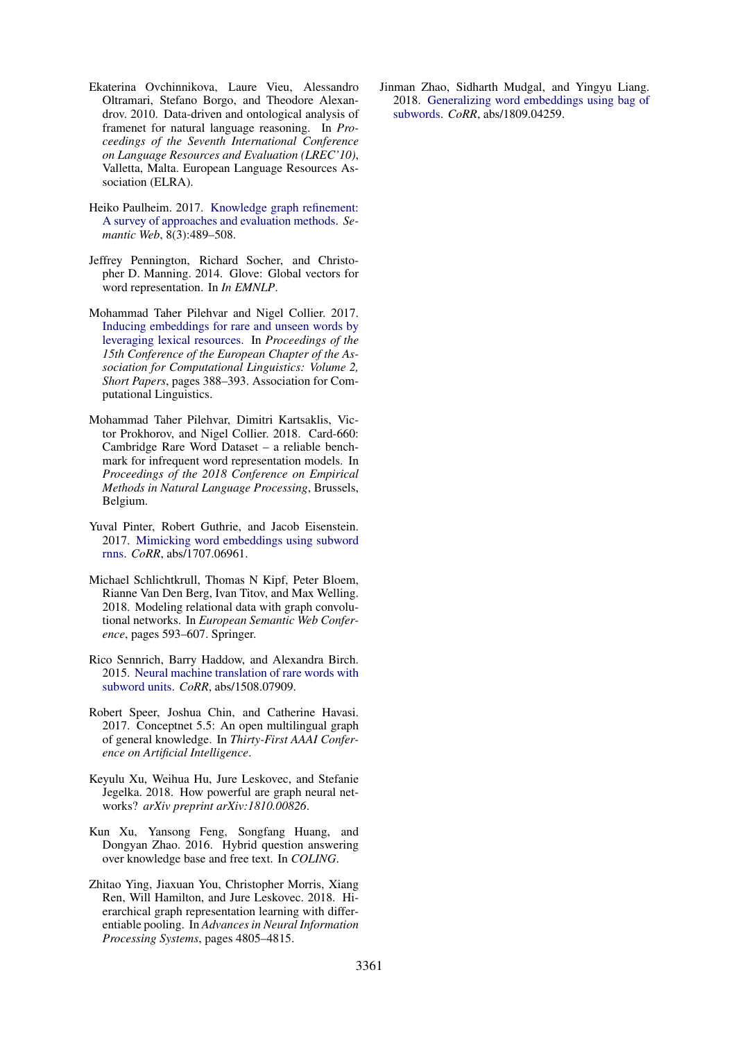Ekaterina Ovchinnikova, Laure Vieu, Alessandro Oltramari, Stefano Borgo, and Theodore Alexandrov. 2010. Data-driven and ontological analysis of framenet for natural language reasoning. In *Proceedings of the Seventh International Conference on Language Resources and Evaluation (LREC'10)*, Valletta, Malta. European Language Resources Association (ELRA).

Heiko Paulheim. 2017. Knowledge graph refinement: A survey of approaches and evaluation methods. *Semantic Web*, 8(3):489–508.

Jeffrey Pennington, Richard Socher, and Christopher D. Manning. 2014. Glove: Global vectors for word representation. In *In EMNLP*.

Mohammad Taher Pilehvar and Nigel Collier. 2017. Inducing embeddings for rare and unseen words by leveraging lexical resources. In *Proceedings of the 15th Conference of the European Chapter of the Association for Computational Linguistics: Volume 2, Short Papers*, pages 388–393. Association for Computational Linguistics.

Mohammad Taher Pilehvar, Dimitri Kartsaklis, Victor Prokhorov, and Nigel Collier. 2018. Card-660: Cambridge Rare Word Dataset – a reliable benchmark for infrequent word representation models. In *Proceedings of the 2018 Conference on Empirical Methods in Natural Language Processing*, Brussels, Belgium.

Yuval Pinter, Robert Guthrie, and Jacob Eisenstein. 2017. Mimicking word embeddings using subword rnns. *CoRR*, abs/1707.06961.

Michael Schlichtkrull, Thomas N Kipf, Peter Bloem, Rianne Van Den Berg, Ivan Titov, and Max Welling. 2018. Modeling relational data with graph convolutional networks. In *European Semantic Web Conference*, pages 593–607. Springer.

Rico Sennrich, Barry Haddow, and Alexandra Birch. 2015. Neural machine translation of rare words with subword units. *CoRR*, abs/1508.07909.

Robert Speer, Joshua Chin, and Catherine Havasi. 2017. Conceptnet 5.5: An open multilingual graph of general knowledge. In *Thirty-First AAAI Conference on Artificial Intelligence*.

Keyulu Xu, Weihua Hu, Jure Leskovec, and Stefanie Jegelka. 2018. How powerful are graph neural networks? *arXiv preprint arXiv:1810.00826*.

Kun Xu, Yansong Feng, Songfang Huang, and Dongyan Zhao. 2016. Hybrid question answering over knowledge base and free text. In *COLING*.

Zhitao Ying, Jiaxuan You, Christopher Morris, Xiang Ren, Will Hamilton, and Jure Leskovec. 2018. Hierarchical graph representation learning with differentiable pooling. In *Advances in Neural Information Processing Systems*, pages 4805–4815.

Jinman Zhao, Sidharth Mudgal, and Yingyu Liang. 2018. Generalizing word embeddings using bag of subwords. *CoRR*, abs/1809.04259.